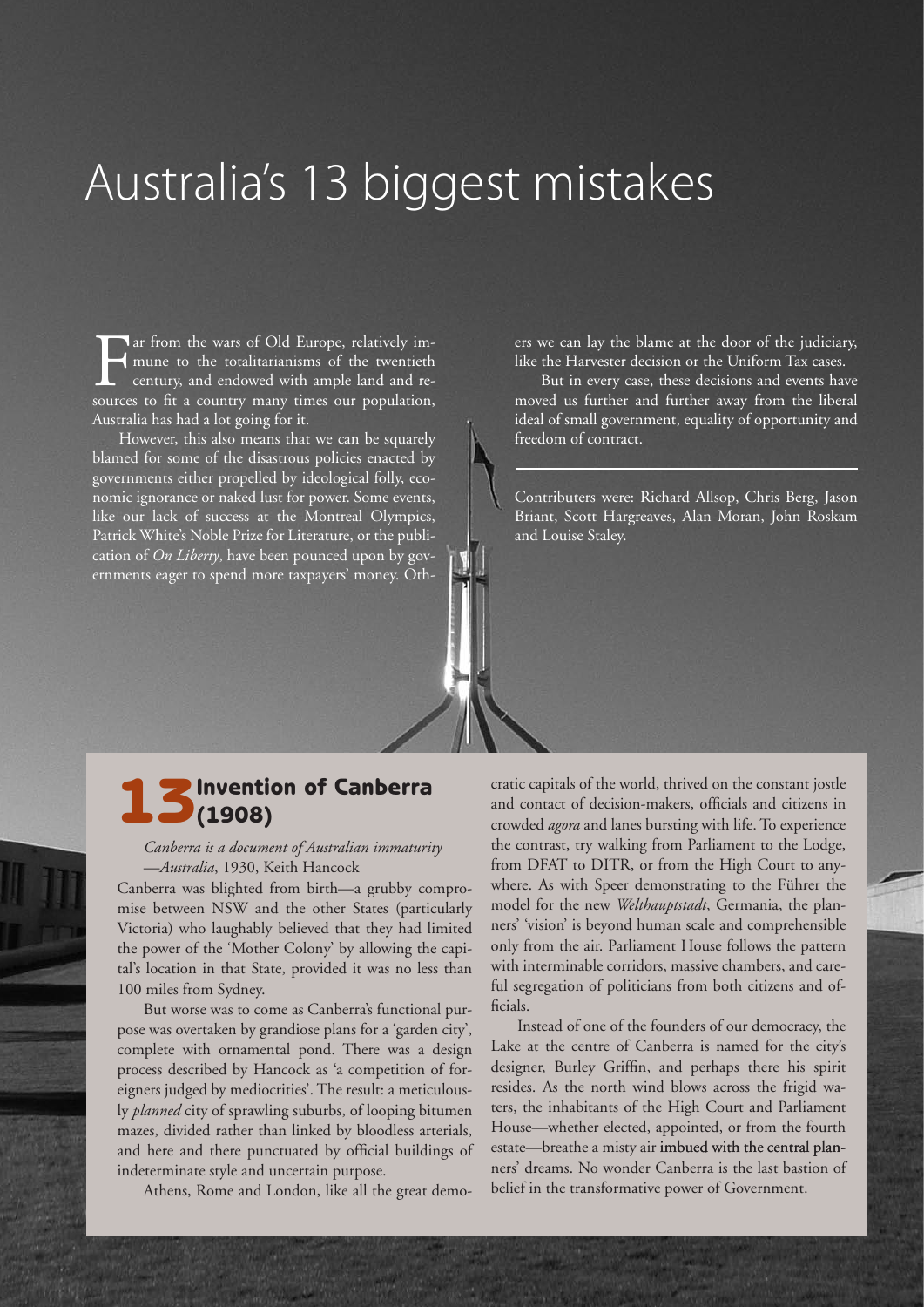# Australia's 13 biggest mistakes

Far from the wars of Old Europe, relatively immune to the totalitarianisms of the twentieth century, and endowed with ample land and resources to fit a country many times our population, Australia has had a lot going for it.

However, this also means that we can be squarely blamed for some of the disastrous policies enacted by governments either propelled by ideological folly, economic ignorance or naked lust for power. Some events, like our lack of success at the Montreal Olympics, Patrick White's Noble Prize for Literature, or the publication of *On Liberty*, have been pounced upon by governments eager to spend more taxpayers' money. Others we can lay the blame at the door of the judiciary, like the Harvester decision or the Uniform Tax cases.

But in every case, these decisions and events have moved us further and further away from the liberal ideal of small government, equality of opportunity and freedom of contract.

Contributers were: Richard Allsop, Chris Berg, Jason Briant, Scott Hargreaves, Alan Moran, John Roskam and Louise Staley.

## 13 Invention of Canberra (1908)

*Canberra is a document of Australian immaturity*
*—Australia*, 1930, Keith Hancock

Canberra was blighted from birth—a grubby compromise between NSW and the other States (particularly Victoria) who laughably believed that they had limited the power of the 'Mother Colony' by allowing the capital's location in that State, provided it was no less than 100 miles from Sydney.

But worse was to come as Canberra's functional purpose was overtaken by grandiose plans for a 'garden city', complete with ornamental pond. There was a design process described by Hancock as 'a competition of foreigners judged by mediocrities'. The result: a meticulously *planned* city of sprawling suburbs, of looping bitumen mazes, divided rather than linked by bloodless arterials, and here and there punctuated by official buildings of indeterminate style and uncertain purpose.

Athens, Rome and London, like all the great democratic capitals of the world, thrived on the constant jostle and contact of decision-makers, officials and citizens in crowded *agora* and lanes bursting with life. To experience the contrast, try walking from Parliament to the Lodge, from DFAT to DITR, or from the High Court to anywhere. As with Speer demonstrating to the Führer the model for the new *Welthauptstadt*, Germania, the planners' 'vision' is beyond human scale and comprehensible only from the air. Parliament House follows the pattern with interminable corridors, massive chambers, and careful segregation of politicians from both citizens and officials.

Instead of one of the founders of our democracy, the Lake at the centre of Canberra is named for the city's designer, Burley Griffin, and perhaps there his spirit resides. As the north wind blows across the frigid waters, the inhabitants of the High Court and Parliament House—whether elected, appointed, or from the fourth estate—breathe a misty air imbued with the central planners' dreams. No wonder Canberra is the last bastion of belief in the transformative power of Government.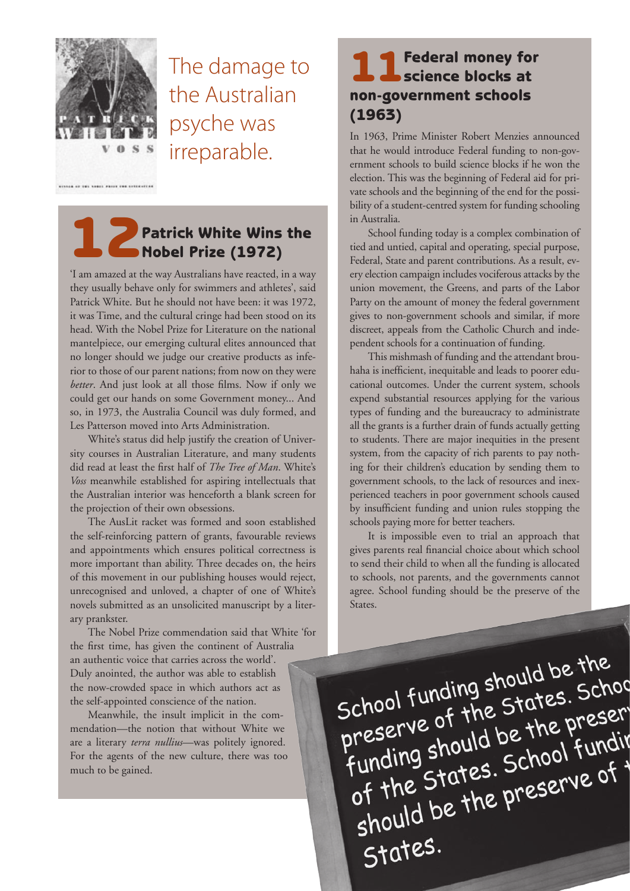The damage to the Australian psyche was irreparable.

## 12 Patrick White Wins the Nobel Prize (1972)

'I am amazed at the way Australians have reacted, in a way they usually behave only for swimmers and athletes', said Patrick White. But he should not have been: it was 1972, it was Time, and the cultural cringe had been stood on its head. With the Nobel Prize for Literature on the national mantelpiece, our emerging cultural elites announced that no longer should we judge our creative products as inferior to those of our parent nations; from now on they were *better*. And just look at all those films. Now if only we could get our hands on some Government money... And so, in 1973, the Australia Council was duly formed, and Les Patterson moved into Arts Administration.

White's status did help justify the creation of University courses in Australian Literature, and many students did read at least the first half of *The Tree of Man*. White's *Voss* meanwhile established for aspiring intellectuals that the Australian interior was henceforth a blank screen for the projection of their own obsessions.

The AusLit racket was formed and soon established the self-reinforcing pattern of grants, favourable reviews and appointments which ensures political correctness is more important than ability. Three decades on, the heirs of this movement in our publishing houses would reject, unrecognised and unloved, a chapter of one of White's novels submitted as an unsolicited manuscript by a literary prankster.

The Nobel Prize commendation said that White 'for the first time, has given the continent of Australia an authentic voice that carries across the world'. Duly anointed, the author was able to establish the now-crowded space in which authors act as the self-appointed conscience of the nation.

Meanwhile, the insult implicit in the commendation—the notion that without White we are a literary *terra nullius*—was politely ignored. For the agents of the new culture, there was too much to be gained.

## 11 Federal money for science blocks at non-government schools (1963)

In 1963, Prime Minister Robert Menzies announced that he would introduce Federal funding to non-government schools to build science blocks if he won the election. This was the beginning of Federal aid for private schools and the beginning of the end for the possibility of a student-centred system for funding schooling in Australia.

School funding today is a complex combination of tied and untied, capital and operating, special purpose, Federal, State and parent contributions. As a result, every election campaign includes vociferous attacks by the union movement, the Greens, and parts of the Labor Party on the amount of money the federal government gives to non-government schools and similar, if more discreet, appeals from the Catholic Church and independent schools for a continuation of funding.

This mishmash of funding and the attendant brouhaha is inefficient, inequitable and leads to poorer educational outcomes. Under the current system, schools expend substantial resources applying for the various types of funding and the bureaucracy to administrate all the grants is a further drain of funds actually getting to students. There are major inequities in the present system, from the capacity of rich parents to pay nothing for their children's education by sending them to government schools, to the lack of resources and inexperienced teachers in poor government schools caused by insufficient funding and union rules stopping the schools paying more for better teachers.

It is impossible even to trial an approach that gives parents real financial choice about which school to send their child to when all the funding is allocated to schools, not parents, and the governments cannot agree. School funding should be the preserve of the States.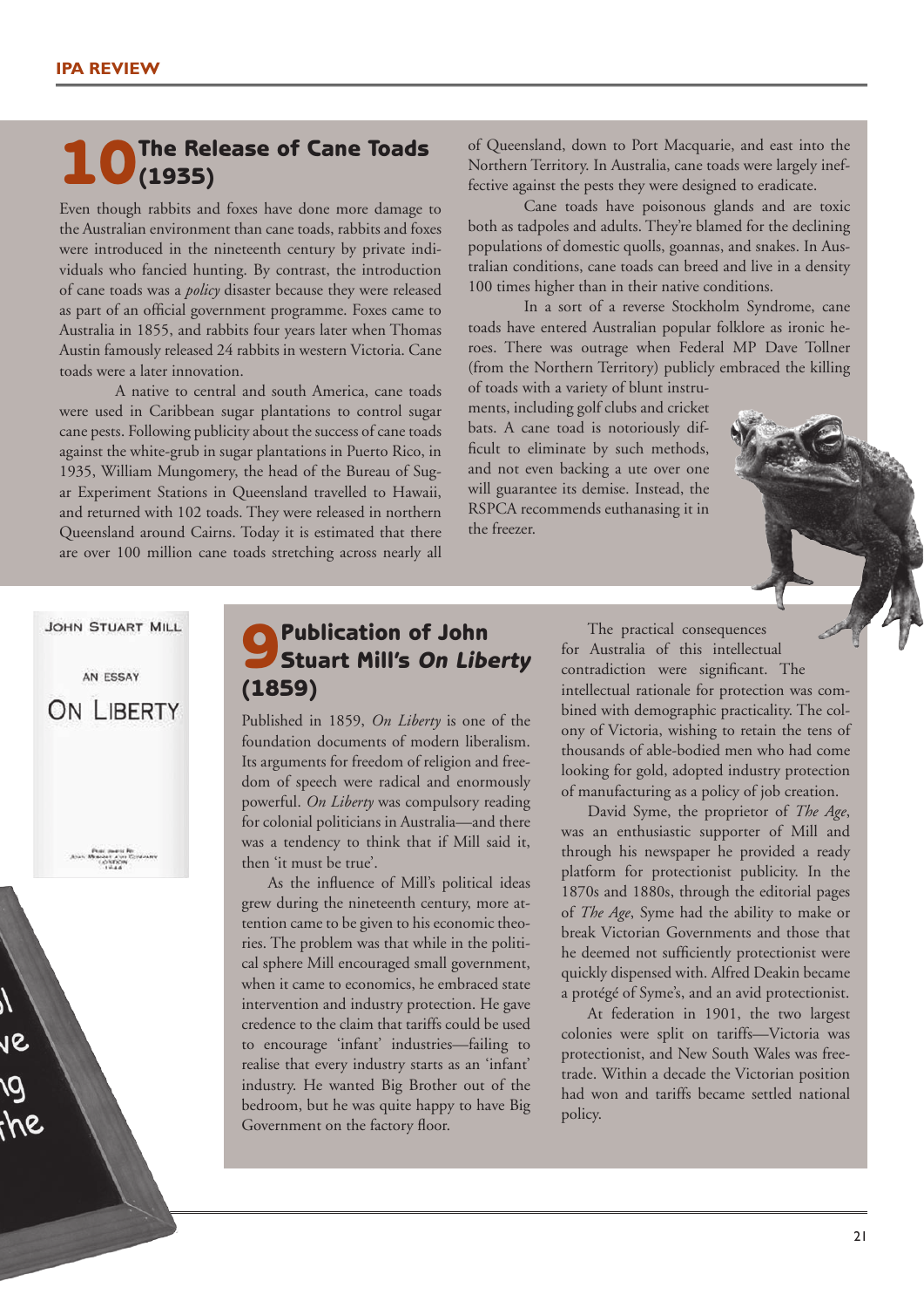## 10 The Release of Cane Toads (1935)

Even though rabbits and foxes have done more damage to the Australian environment than cane toads, rabbits and foxes were introduced in the nineteenth century by private individuals who fancied hunting. By contrast, the introduction of cane toads was a *policy* disaster because they were released as part of an official government programme. Foxes came to Australia in 1855, and rabbits four years later when Thomas Austin famously released 24 rabbits in western Victoria. Cane toads were a later innovation.

A native to central and south America, cane toads were used in Caribbean sugar plantations to control sugar cane pests. Following publicity about the success of cane toads against the white-grub in sugar plantations in Puerto Rico, in 1935, William Mungomery, the head of the Bureau of Sugar Experiment Stations in Queensland travelled to Hawaii, and returned with 102 toads. They were released in northern Queensland around Cairns. Today it is estimated that there are over 100 million cane toads stretching across nearly all of Queensland, down to Port Macquarie, and east into the Northern Territory. In Australia, cane toads were largely ineffective against the pests they were designed to eradicate.

Cane toads have poisonous glands and are toxic both as tadpoles and adults. They're blamed for the declining populations of domestic quolls, goannas, and snakes. In Australian conditions, cane toads can breed and live in a density 100 times higher than in their native conditions.

In a sort of a reverse Stockholm Syndrome, cane toads have entered Australian popular folklore as ironic heroes. There was outrage when Federal MP Dave Tollner (from the Northern Territory) publicly embraced the killing of toads with a variety of blunt instruments, including golf clubs and cricket bats. A cane toad is notoriously difficult to eliminate by such methods, and not even backing a ute over one will guarantee its demise. Instead, the RSPCA recommends euthanasing it in the freezer.

## 9 Publication of John Stuart Mill's *On Liberty* (1859)

JOHN STUART MILL

AN ESSAY

ON LIBERTY

Published in 1859, *On Liberty* is one of the foundation documents of modern liberalism. Its arguments for freedom of religion and freedom of speech were radical and enormously powerful. *On Liberty* was compulsory reading for colonial politicians in Australia—and there was a tendency to think that if Mill said it, then 'it must be true'.

As the influence of Mill's political ideas grew during the nineteenth century, more attention came to be given to his economic theories. The problem was that while in the political sphere Mill encouraged small government, when it came to economics, he embraced state intervention and industry protection. He gave credence to the claim that tariffs could be used to encourage 'infant' industries—failing to realise that every industry starts as an 'infant' industry. He wanted Big Brother out of the bedroom, but he was quite happy to have Big Government on the factory floor.

The practical consequences for Australia of this intellectual contradiction were significant. The intellectual rationale for protection was combined with demographic practicality. The colony of Victoria, wishing to retain the tens of thousands of able-bodied men who had come looking for gold, adopted industry protection of manufacturing as a policy of job creation.

David Syme, the proprietor of *The Age*, was an enthusiastic supporter of Mill and through his newspaper he provided a ready platform for protectionist publicity. In the 1870s and 1880s, through the editorial pages of *The Age*, Syme had the ability to make or break Victorian Governments and those that he deemed not sufficiently protectionist were quickly dispensed with. Alfred Deakin became a protégé of Syme's, and an avid protectionist.

At federation in 1901, the two largest colonies were split on tariffs—Victoria was protectionist, and New South Wales was free-trade. Within a decade the Victorian position had won and tariffs became settled national policy.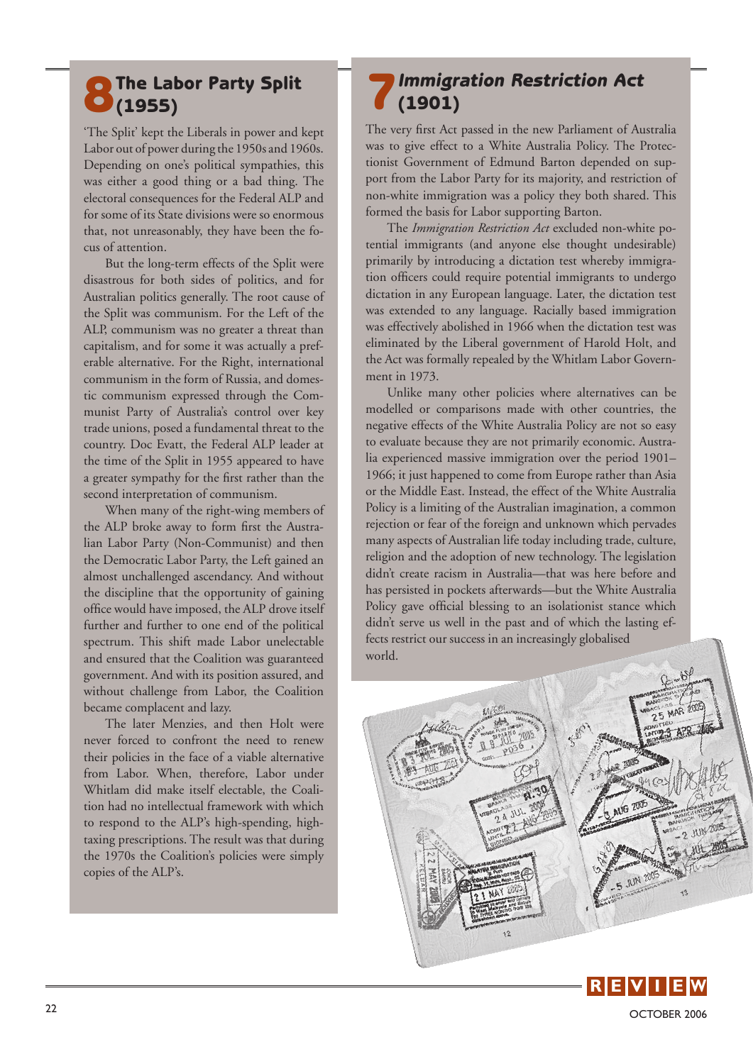## 8 The Labor Party Split (1955)

'The Split' kept the Liberals in power and kept Labor out of power during the 1950s and 1960s. Depending on one's political sympathies, this was either a good thing or a bad thing. The electoral consequences for the Federal ALP and for some of its State divisions were so enormous that, not unreasonably, they have been the focus of attention.

But the long-term effects of the Split were disastrous for both sides of politics, and for Australian politics generally. The root cause of the Split was communism. For the Left of the ALP, communism was no greater a threat than capitalism, and for some it was actually a preferable alternative. For the Right, international communism in the form of Russia, and domestic communism expressed through the Communist Party of Australia's control over key trade unions, posed a fundamental threat to the country. Doc Evatt, the Federal ALP leader at the time of the Split in 1955 appeared to have a greater sympathy for the first rather than the second interpretation of communism.

When many of the right-wing members of the ALP broke away to form first the Australian Labor Party (Non-Communist) and then the Democratic Labor Party, the Left gained an almost unchallenged ascendancy. And without the discipline that the opportunity of gaining office would have imposed, the ALP drove itself further and further to one end of the political spectrum. This shift made Labor unelectable and ensured that the Coalition was guaranteed government. And with its position assured, and without challenge from Labor, the Coalition became complacent and lazy.

The later Menzies, and then Holt were never forced to confront the need to renew their policies in the face of a viable alternative from Labor. When, therefore, Labor under Whitlam did make itself electable, the Coalition had no intellectual framework with which to respond to the ALP's high-spending, high-taxing prescriptions. The result was that during the 1970s the Coalition's policies were simply copies of the ALP's.

## 7 Immigration Restriction Act (1901)

The very first Act passed in the new Parliament of Australia was to give effect to a White Australia Policy. The Protectionist Government of Edmund Barton depended on support from the Labor Party for its majority, and restriction of non-white immigration was a policy they both shared. This formed the basis for Labor supporting Barton.

The *Immigration Restriction Act* excluded non-white potential immigrants (and anyone else thought undesirable) primarily by introducing a dictation test whereby immigration officers could require potential immigrants to undergo dictation in any European language. Later, the dictation test was extended to any language. Racially based immigration was effectively abolished in 1966 when the dictation test was eliminated by the Liberal government of Harold Holt, and the Act was formally repealed by the Whitlam Labor Government in 1973.

Unlike many other policies where alternatives can be modelled or comparisons made with other countries, the negative effects of the White Australia Policy are not so easy to evaluate because they are not primarily economic. Australia experienced massive immigration over the period 1901–1966; it just happened to come from Europe rather than Asia or the Middle East. Instead, the effect of the White Australia Policy is a limiting of the Australian imagination, a common rejection or fear of the foreign and unknown which pervades many aspects of Australian life today including trade, culture, religion and the adoption of new technology. The legislation didn't create racism in Australia—that was here before and has persisted in pockets afterwards—but the White Australia Policy gave official blessing to an isolationist stance which didn't serve us well in the past and of which the lasting effects restrict our success in an increasingly globalised world.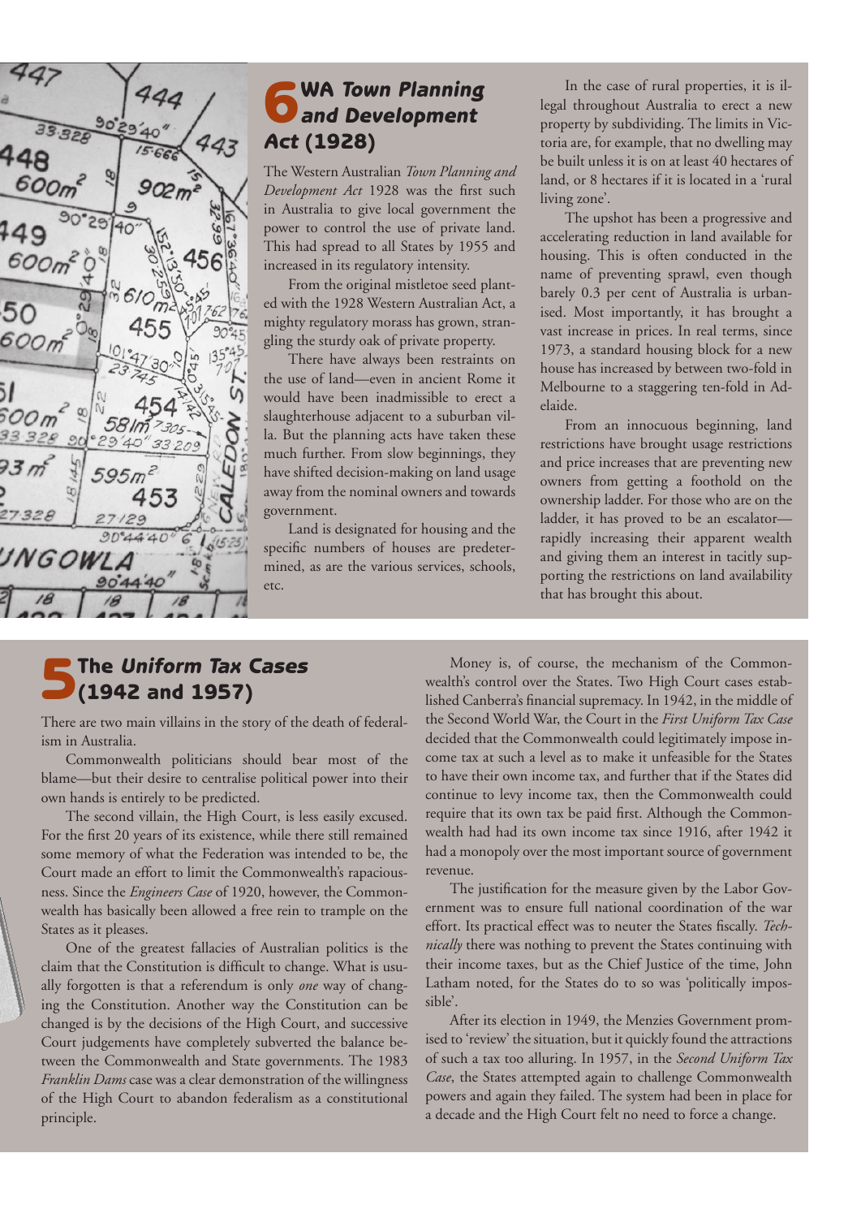## 6 WA *Town Planning and Development Act* (1928)

The Western Australian *Town Planning and Development Act* 1928 was the first such in Australia to give local government the power to control the use of private land. This had spread to all States by 1955 and increased in its regulatory intensity.

From the original mistletoe seed planted with the 1928 Western Australian Act, a mighty regulatory morass has grown, strangling the sturdy oak of private property.

There have always been restraints on the use of land—even in ancient Rome it would have been inadmissible to erect a slaughterhouse adjacent to a suburban villa. But the planning acts have taken these much further. From slow beginnings, they have shifted decision-making on land usage away from the nominal owners and towards government.

Land is designated for housing and the specific numbers of houses are predetermined, as are the various services, schools, etc.

In the case of rural properties, it is illegal throughout Australia to erect a new property by subdividing. The limits in Victoria are, for example, that no dwelling may be built unless it is on at least 40 hectares of land, or 8 hectares if it is located in a 'rural living zone'.

The upshot has been a progressive and accelerating reduction in land available for housing. This is often conducted in the name of preventing sprawl, even though barely 0.3 per cent of Australia is urbanised. Most importantly, it has brought a vast increase in prices. In real terms, since 1973, a standard housing block for a new house has increased by between two-fold in Melbourne to a staggering ten-fold in Adelaide.

From an innocuous beginning, land restrictions have brought usage restrictions and price increases that are preventing new owners from getting a foothold on the ownership ladder. For those who are on the ladder, it has proved to be an escalator—rapidly increasing their apparent wealth and giving them an interest in tacitly supporting the restrictions on land availability that has brought this about.

## 5 The *Uniform Tax Cases* (1942 and 1957)

There are two main villains in the story of the death of federalism in Australia.

Commonwealth politicians should bear most of the blame—but their desire to centralise political power into their own hands is entirely to be predicted.

The second villain, the High Court, is less easily excused. For the first 20 years of its existence, while there still remained some memory of what the Federation was intended to be, the Court made an effort to limit the Commonwealth's rapaciousness. Since the *Engineers Case* of 1920, however, the Commonwealth has basically been allowed a free rein to trample on the States as it pleases.

One of the greatest fallacies of Australian politics is the claim that the Constitution is difficult to change. What is usually forgotten is that a referendum is only *one* way of changing the Constitution. Another way the Constitution can be changed is by the decisions of the High Court, and successive Court judgements have completely subverted the balance between the Commonwealth and State governments. The 1983 *Franklin Dams* case was a clear demonstration of the willingness of the High Court to abandon federalism as a constitutional principle.

Money is, of course, the mechanism of the Commonwealth's control over the States. Two High Court cases established Canberra's financial supremacy. In 1942, in the middle of the Second World War, the Court in the *First Uniform Tax Case* decided that the Commonwealth could legitimately impose income tax at such a level as to make it unfeasible for the States to have their own income tax, and further that if the States did continue to levy income tax, then the Commonwealth could require that its own tax be paid first. Although the Commonwealth had had its own income tax since 1916, after 1942 it had a monopoly over the most important source of government revenue.

The justification for the measure given by the Labor Government was to ensure full national coordination of the war effort. Its practical effect was to neuter the States fiscally. *Technically* there was nothing to prevent the States continuing with their income taxes, but as the Chief Justice of the time, John Latham noted, for the States do to so was 'politically impossible'.

After its election in 1949, the Menzies Government promised to 'review' the situation, but it quickly found the attractions of such a tax too alluring. In 1957, in the *Second Uniform Tax Case*, the States attempted again to challenge Commonwealth powers and again they failed. The system had been in place for a decade and the High Court felt no need to force a change.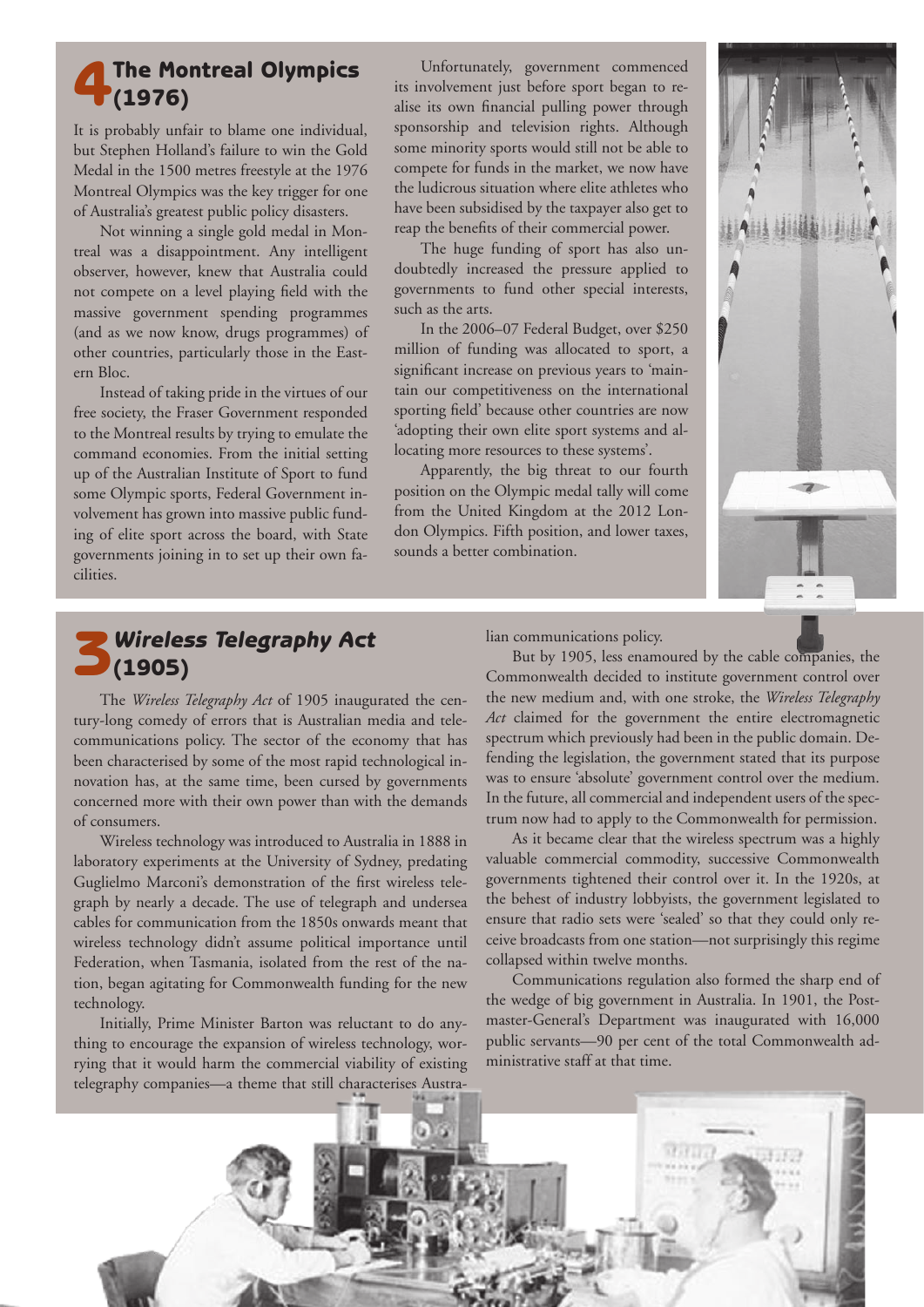## 4 The Montreal Olympics (1976)

It is probably unfair to blame one individual, but Stephen Holland's failure to win the Gold Medal in the 1500 metres freestyle at the 1976 Montreal Olympics was the key trigger for one of Australia's greatest public policy disasters.

Not winning a single gold medal in Montreal was a disappointment. Any intelligent observer, however, knew that Australia could not compete on a level playing field with the massive government spending programmes (and as we now know, drugs programmes) of other countries, particularly those in the Eastern Bloc.

Instead of taking pride in the virtues of our free society, the Fraser Government responded to the Montreal results by trying to emulate the command economies. From the initial setting up of the Australian Institute of Sport to fund some Olympic sports, Federal Government involvement has grown into massive public funding of elite sport across the board, with State governments joining in to set up their own facilities.

Unfortunately, government commenced its involvement just before sport began to realise its own financial pulling power through sponsorship and television rights. Although some minority sports would still not be able to compete for funds in the market, we now have the ludicrous situation where elite athletes who have been subsidised by the taxpayer also get to reap the benefits of their commercial power.

The huge funding of sport has also undoubtedly increased the pressure applied to governments to fund other special interests, such as the arts.

In the 2006–07 Federal Budget, over $250 million of funding was allocated to sport, a significant increase on previous years to 'maintain our competitiveness on the international sporting field' because other countries are now 'adopting their own elite sport systems and allocating more resources to these systems'.

Apparently, the big threat to our fourth position on the Olympic medal tally will come from the United Kingdom at the 2012 London Olympics. Fifth position, and lower taxes, sounds a better combination.

## 3 *Wireless Telegraphy Act* (1905)

The *Wireless Telegraphy Act* of 1905 inaugurated the century-long comedy of errors that is Australian media and telecommunications policy. The sector of the economy that has been characterised by some of the most rapid technological innovation has, at the same time, been cursed by governments concerned more with their own power than with the demands of consumers.

Wireless technology was introduced to Australia in 1888 in laboratory experiments at the University of Sydney, predating Guglielmo Marconi's demonstration of the first wireless telegraph by nearly a decade. The use of telegraph and undersea cables for communication from the 1850s onwards meant that wireless technology didn't assume political importance until Federation, when Tasmania, isolated from the rest of the nation, began agitating for Commonwealth funding for the new technology.

Initially, Prime Minister Barton was reluctant to do anything to encourage the expansion of wireless technology, worrying that it would harm the commercial viability of existing telegraphy companies—a theme that still characterises Australian communications policy.

But by 1905, less enamoured by the cable companies, the Commonwealth decided to institute government control over the new medium and, with one stroke, the *Wireless Telegraphy Act* claimed for the government the entire electromagnetic spectrum which previously had been in the public domain. Defending the legislation, the government stated that its purpose was to ensure 'absolute' government control over the medium. In the future, all commercial and independent users of the spectrum now had to apply to the Commonwealth for permission.

As it became clear that the wireless spectrum was a highly valuable commercial commodity, successive Commonwealth governments tightened their control over it. In the 1920s, at the behest of industry lobbyists, the government legislated to ensure that radio sets were 'sealed' so that they could only receive broadcasts from one station—not surprisingly this regime collapsed within twelve months.

Communications regulation also formed the sharp end of the wedge of big government in Australia. In 1901, the Postmaster-General's Department was inaugurated with 16,000 public servants—90 per cent of the total Commonwealth administrative staff at that time.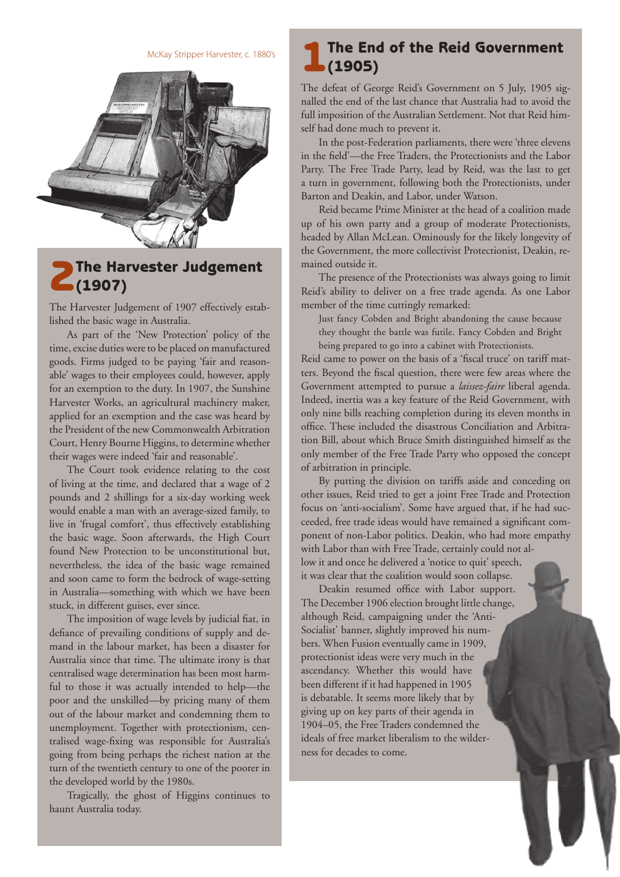McKay Stripper Harvester, c. 1880's

## 2 The Harvester Judgement (1907)

The Harvester Judgement of 1907 effectively established the basic wage in Australia.

As part of the 'New Protection' policy of the time, excise duties were to be placed on manufactured goods. Firms judged to be paying 'fair and reasonable' wages to their employees could, however, apply for an exemption to the duty. In 1907, the Sunshine Harvester Works, an agricultural machinery maker, applied for an exemption and the case was heard by the President of the new Commonwealth Arbitration Court, Henry Bourne Higgins, to determine whether their wages were indeed 'fair and reasonable'.

The Court took evidence relating to the cost of living at the time, and declared that a wage of 2 pounds and 2 shillings for a six-day working week would enable a man with an average-sized family, to live in 'frugal comfort', thus effectively establishing the basic wage. Soon afterwards, the High Court found New Protection to be unconstitutional but, nevertheless, the idea of the basic wage remained and soon came to form the bedrock of wage-setting in Australia—something with which we have been stuck, in different guises, ever since.

The imposition of wage levels by judicial fiat, in defiance of prevailing conditions of supply and demand in the labour market, has been a disaster for Australia since that time. The ultimate irony is that centralised wage determination has been most harmful to those it was actually intended to help—the poor and the unskilled—by pricing many of them out of the labour market and condemning them to unemployment. Together with protectionism, centralised wage-fixing was responsible for Australia's going from being perhaps the richest nation at the turn of the twentieth century to one of the poorer in the developed world by the 1980s.

Tragically, the ghost of Higgins continues to haunt Australia today.

## 1 The End of the Reid Government (1905)

The defeat of George Reid's Government on 5 July, 1905 signalled the end of the last chance that Australia had to avoid the full imposition of the Australian Settlement. Not that Reid himself had done much to prevent it.

In the post-Federation parliaments, there were 'three elevens in the field'—the Free Traders, the Protectionists and the Labor Party. The Free Trade Party, lead by Reid, was the last to get a turn in government, following both the Protectionists, under Barton and Deakin, and Labor, under Watson.

Reid became Prime Minister at the head of a coalition made up of his own party and a group of moderate Protectionists, headed by Allan McLean. Ominously for the likely longevity of the Government, the more collectivist Protectionist, Deakin, remained outside it.

The presence of the Protectionists was always going to limit Reid's ability to deliver on a free trade agenda. As one Labor member of the time cuttingly remarked:

> Just fancy Cobden and Bright abandoning the cause because they thought the battle was futile. Fancy Cobden and Bright being prepared to go into a cabinet with Protectionists.

Reid came to power on the basis of a 'fiscal truce' on tariff matters. Beyond the fiscal question, there were few areas where the Government attempted to pursue a *laissez-faire* liberal agenda. Indeed, inertia was a key feature of the Reid Government, with only nine bills reaching completion during its eleven months in office. These included the disastrous Conciliation and Arbitration Bill, about which Bruce Smith distinguished himself as the only member of the Free Trade Party who opposed the concept of arbitration in principle.

By putting the division on tariffs aside and conceding on other issues, Reid tried to get a joint Free Trade and Protection focus on 'anti-socialism'. Some have argued that, if he had succeeded, free trade ideas would have remained a significant component of non-Labor politics. Deakin, who had more empathy with Labor than with Free Trade, certainly could not allow it and once he delivered a 'notice to quit' speech, it was clear that the coalition would soon collapse.

Deakin resumed office with Labor support. The December 1906 election brought little change, although Reid, campaigning under the 'Anti-Socialist' banner, slightly improved his numbers. When Fusion eventually came in 1909, protectionist ideas were very much in the ascendancy. Whether this would have been different if it had happened in 1905 is debatable. It seems more likely that by giving up on key parts of their agenda in 1904–05, the Free Traders condemned the ideals of free market liberalism to the wilderness for decades to come.